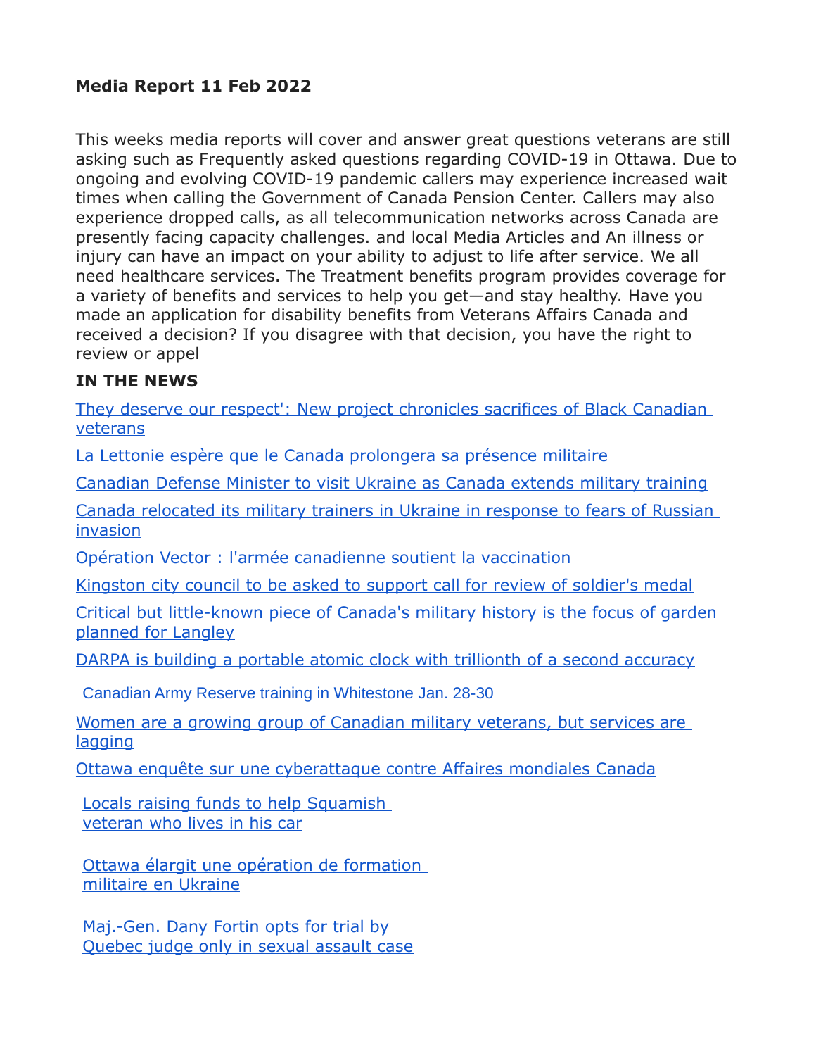**Media Report 11 Feb 2022**

This weeks media reports will cover and answer great questions veterans are still asking such as Frequently asked questions regarding COVID-19 in Ottawa. Due to ongoing and evolving COVID-19 pandemic callers may experience increased wait times when calling the Government of Canada Pension Center. Callers may also experience dropped calls, as all telecommunication networks across Canada are presently facing capacity challenges. and local Media Articles and An illness or injury can have an impact on your ability to adjust to life after service. We all need healthcare services. The Treatment benefits program provides coverage for a variety of benefits and services to help you get—and stay healthy. Have you made an application for disability benefits from Veterans Affairs Canada and received a decision? If you disagree with that decision, you have the right to review or appel

**IN THE NEWS**

They deserve our respect': New project chronicles sacrifices of Black Canadian veterans

La Lettonie espère que le Canada prolongera sa présence militaire

Canadian Defense Minister to visit Ukraine as Canada extends military training

Canada relocated its military trainers in Ukraine in response to fears of Russian invasion

Opération Vector : l'armée canadienne soutient la vaccination

Kingston city council to be asked to support call for review of soldier's medal

Critical but little-known piece of Canada's military history is the focus of garden planned for Langley

DARPA is building a portable atomic clock with trillionth of a second accuracy

Canadian Army Reserve training in Whitestone Jan. 28-30

Women are a growing group of Canadian military veterans, but services are lagging

Ottawa enquête sur une cyberattaque contre Affaires mondiales Canada

Locals raising funds to help Squamish veteran who lives in his car

Ottawa élargit une opération de formation militaire en Ukraine

Maj.-Gen. Dany Fortin opts for trial by Quebec judge only in sexual assault case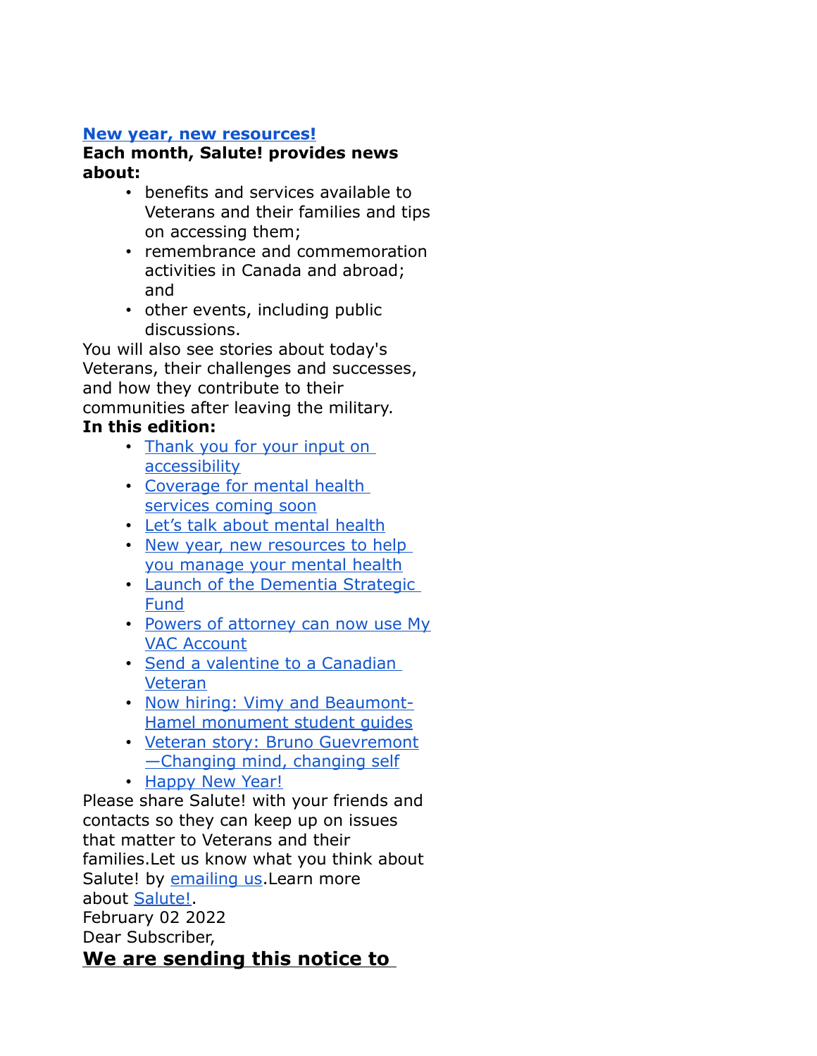[New year, new resources!](#)

**Each month, Salute! provides news about:**

- benefits and services available to Veterans and their families and tips on accessing them;
- remembrance and commemoration activities in Canada and abroad; and
- other events, including public discussions.

You will also see stories about today's Veterans, their challenges and successes, and how they contribute to their communities after leaving the military.

**In this edition:**

- [Thank you for your input on accessibility](#)
- [Coverage for mental health services coming soon](#)
- [Let's talk about mental health](#)
- [New year, new resources to help you manage your mental health](#)
- [Launch of the Dementia Strategic Fund](#)
- [Powers of attorney can now use My VAC Account](#)
- [Send a valentine to a Canadian Veteran](#)
- [Now hiring: Vimy and Beaumont-Hamel monument student guides](#)
- [Veteran story: Bruno Guevremont—Changing mind, changing self](#)
- [Happy New Year!](#)

Please share Salute! with your friends and contacts so they can keep up on issues that matter to Veterans and their families.Let us know what you think about Salute! by [emailing us](#).Learn more about [Salute!](#).

February 02 2022

Dear Subscriber,

**We are sending this notice to**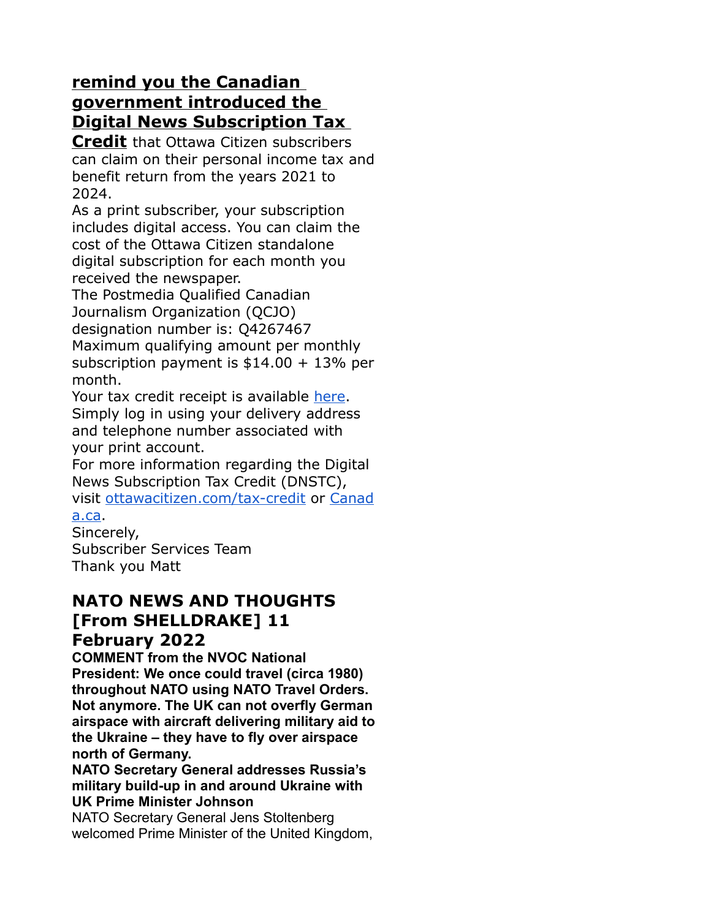**[remind you the Canadian government introduced the Digital News Subscription Tax Credit]()** that Ottawa Citizen subscribers can claim on their personal income tax and benefit return from the years 2021 to 2024.

As a print subscriber, your subscription includes digital access. You can claim the cost of the Ottawa Citizen standalone digital subscription for each month you received the newspaper.

The Postmedia Qualified Canadian Journalism Organization (QCJO) designation number is: Q4267467

Maximum qualifying amount per monthly subscription payment is $14.00 + 13% per month.

Your tax credit receipt is available [here]().

Simply log in using your delivery address and telephone number associated with your print account.

For more information regarding the Digital News Subscription Tax Credit (DNSTC), visit [ottawacitizen.com/tax-credit]() or [Canada.ca]().

Sincerely,

Subscriber Services Team

Thank you Matt

## NATO NEWS AND THOUGHTS [From SHELLDRAKE] 11 February 2022

**COMMENT from the NVOC National President: We once could travel (circa 1980) throughout NATO using NATO Travel Orders. Not anymore. The UK can not overfly German airspace with aircraft delivering military aid to the Ukraine – they have to fly over airspace north of Germany.**

**NATO Secretary General addresses Russia's military build-up in and around Ukraine with UK Prime Minister Johnson**

NATO Secretary General Jens Stoltenberg welcomed Prime Minister of the United Kingdom,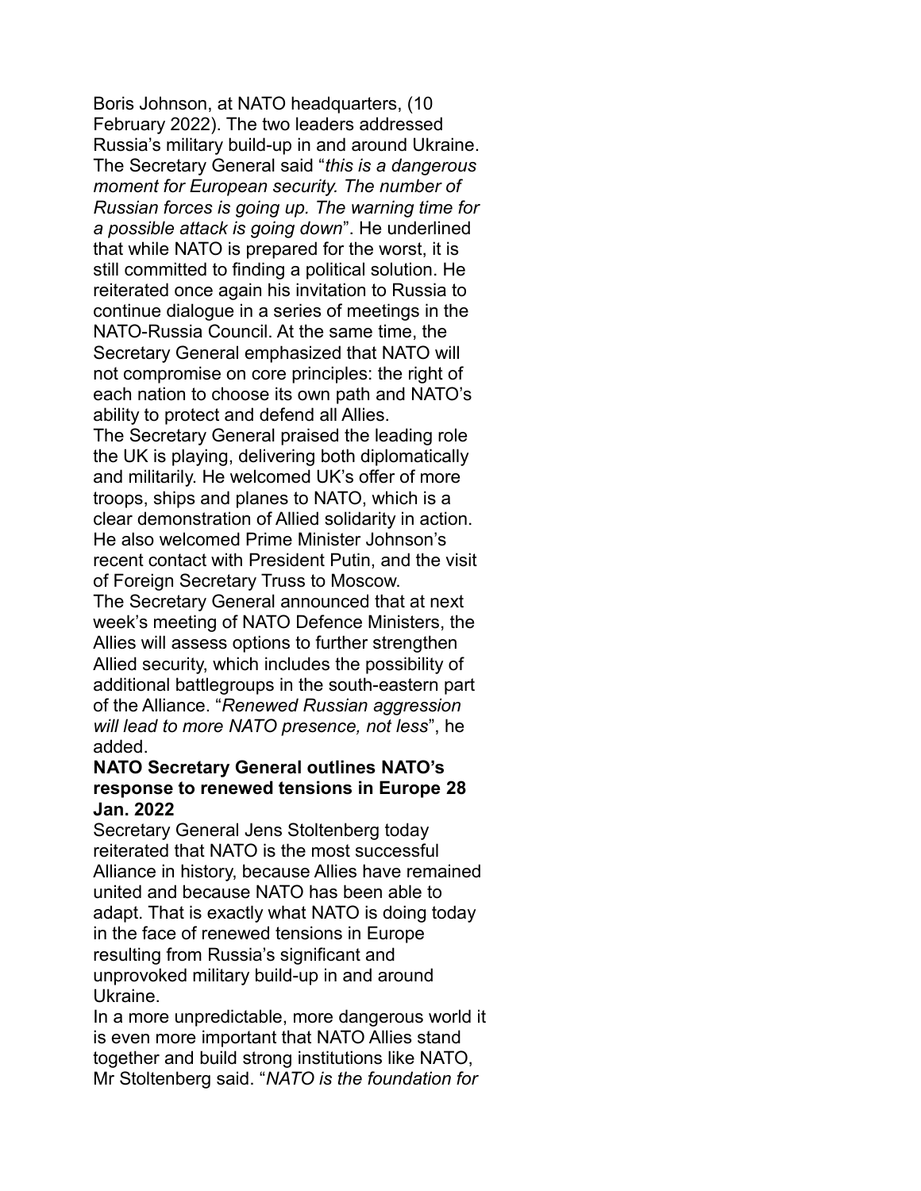Boris Johnson, at NATO headquarters, (10 February 2022). The two leaders addressed Russia's military build-up in and around Ukraine. The Secretary General said "*this is a dangerous moment for European security. The number of Russian forces is going up. The warning time for a possible attack is going down*". He underlined that while NATO is prepared for the worst, it is still committed to finding a political solution. He reiterated once again his invitation to Russia to continue dialogue in a series of meetings in the NATO-Russia Council. At the same time, the Secretary General emphasized that NATO will not compromise on core principles: the right of each nation to choose its own path and NATO's ability to protect and defend all Allies.

The Secretary General praised the leading role the UK is playing, delivering both diplomatically and militarily. He welcomed UK's offer of more troops, ships and planes to NATO, which is a clear demonstration of Allied solidarity in action. He also welcomed Prime Minister Johnson's recent contact with President Putin, and the visit of Foreign Secretary Truss to Moscow.

The Secretary General announced that at next week's meeting of NATO Defence Ministers, the Allies will assess options to further strengthen Allied security, which includes the possibility of additional battlegroups in the south-eastern part of the Alliance. "*Renewed Russian aggression will lead to more NATO presence, not less*", he added.

**NATO Secretary General outlines NATO's response to renewed tensions in Europe 28 Jan. 2022**

Secretary General Jens Stoltenberg today reiterated that NATO is the most successful Alliance in history, because Allies have remained united and because NATO has been able to adapt. That is exactly what NATO is doing today in the face of renewed tensions in Europe resulting from Russia's significant and unprovoked military build-up in and around Ukraine.

In a more unpredictable, more dangerous world it is even more important that NATO Allies stand together and build strong institutions like NATO, Mr Stoltenberg said. "*NATO is the foundation for*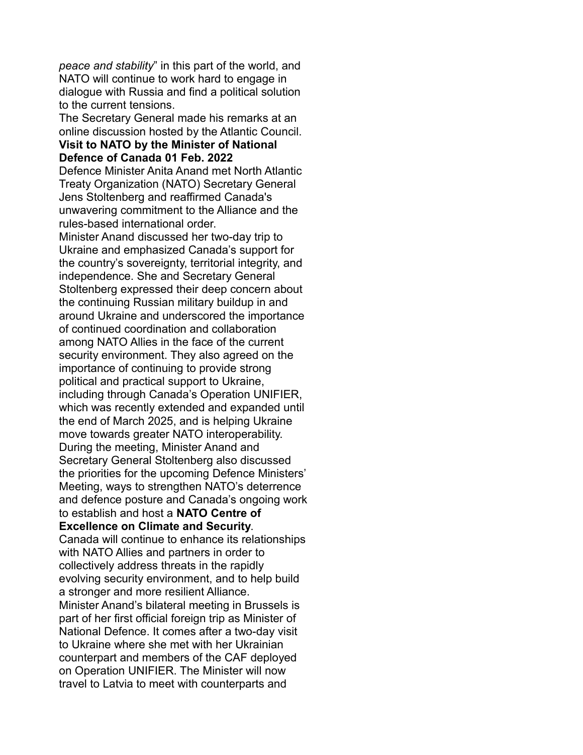*peace and stability*" in this part of the world, and NATO will continue to work hard to engage in dialogue with Russia and find a political solution to the current tensions.

The Secretary General made his remarks at an online discussion hosted by the Atlantic Council.

**Visit to NATO by the Minister of National Defence of Canada 01 Feb. 2022**

Defence Minister Anita Anand met North Atlantic Treaty Organization (NATO) Secretary General Jens Stoltenberg and reaffirmed Canada's unwavering commitment to the Alliance and the rules-based international order.

Minister Anand discussed her two-day trip to Ukraine and emphasized Canada's support for the country's sovereignty, territorial integrity, and independence. She and Secretary General Stoltenberg expressed their deep concern about the continuing Russian military buildup in and around Ukraine and underscored the importance of continued coordination and collaboration among NATO Allies in the face of the current security environment. They also agreed on the importance of continuing to provide strong political and practical support to Ukraine, including through Canada's Operation UNIFIER, which was recently extended and expanded until the end of March 2025, and is helping Ukraine move towards greater NATO interoperability.

During the meeting, Minister Anand and Secretary General Stoltenberg also discussed the priorities for the upcoming Defence Ministers' Meeting, ways to strengthen NATO's deterrence and defence posture and Canada's ongoing work to establish and host a **NATO Centre of Excellence on Climate and Security**.

Canada will continue to enhance its relationships with NATO Allies and partners in order to collectively address threats in the rapidly evolving security environment, and to help build a stronger and more resilient Alliance.

Minister Anand's bilateral meeting in Brussels is part of her first official foreign trip as Minister of National Defence. It comes after a two-day visit to Ukraine where she met with her Ukrainian counterpart and members of the CAF deployed on Operation UNIFIER. The Minister will now travel to Latvia to meet with counterparts and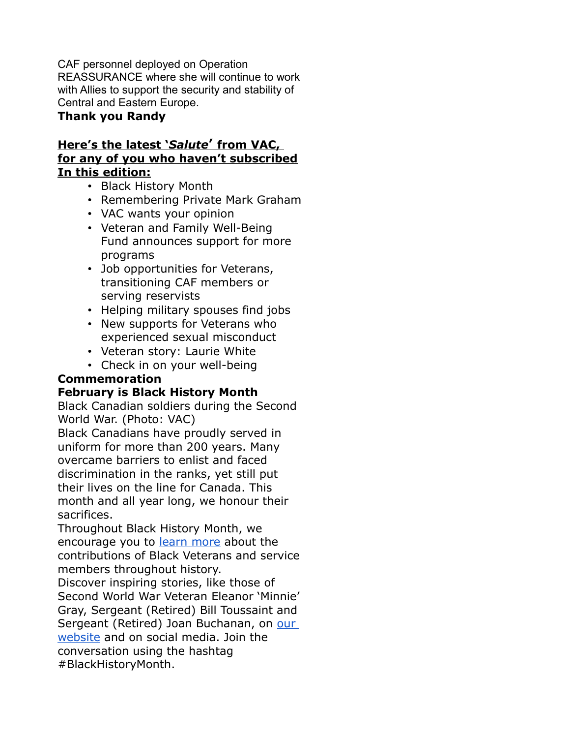CAF personnel deployed on Operation REASSURANCE where she will continue to work with Allies to support the security and stability of Central and Eastern Europe.

**Thank you Randy**

**Here's the latest '*Salute*' from VAC, for any of you who haven't subscribed**

**In this edition:**

- Black History Month
- Remembering Private Mark Graham
- VAC wants your opinion
- Veteran and Family Well-Being Fund announces support for more programs
- Job opportunities for Veterans, transitioning CAF members or serving reservists
- Helping military spouses find jobs
- New supports for Veterans who experienced sexual misconduct
- Veteran story: Laurie White
- Check in on your well-being

**Commemoration**

**February is Black History Month**

Black Canadian soldiers during the Second World War. (Photo: VAC)

Black Canadians have proudly served in uniform for more than 200 years. Many overcame barriers to enlist and faced discrimination in the ranks, yet still put their lives on the line for Canada. This month and all year long, we honour their sacrifices.

Throughout Black History Month, we encourage you to learn more about the contributions of Black Veterans and service members throughout history.

Discover inspiring stories, like those of Second World War Veteran Eleanor 'Minnie' Gray, Sergeant (Retired) Bill Toussaint and Sergeant (Retired) Joan Buchanan, on our website and on social media. Join the conversation using the hashtag #BlackHistoryMonth.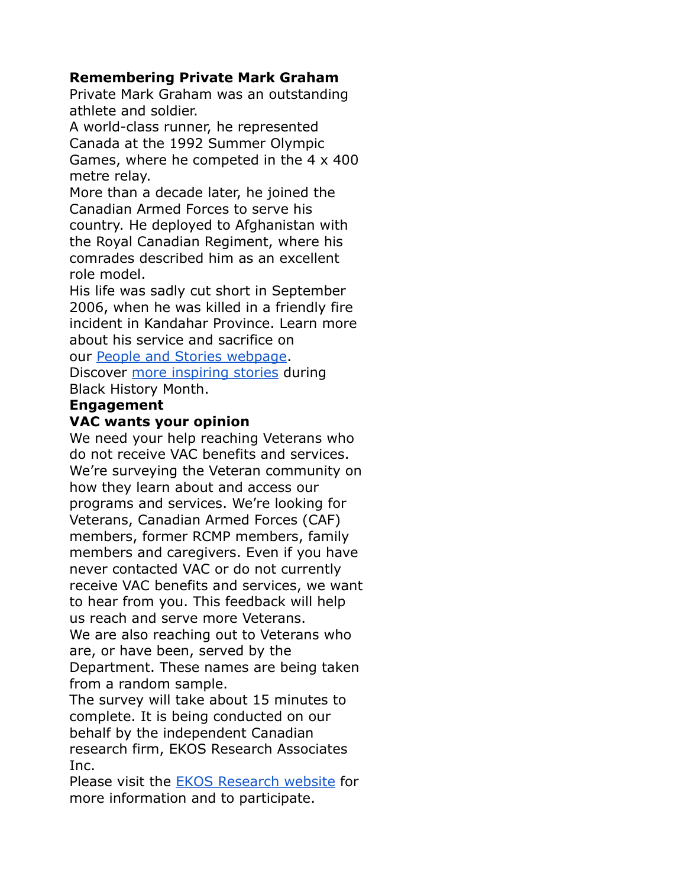**Remembering Private Mark Graham**

Private Mark Graham was an outstanding athlete and soldier.

A world-class runner, he represented Canada at the 1992 Summer Olympic Games, where he competed in the 4 x 400 metre relay.

More than a decade later, he joined the Canadian Armed Forces to serve his country. He deployed to Afghanistan with the Royal Canadian Regiment, where his comrades described him as an excellent role model.

His life was sadly cut short in September 2006, when he was killed in a friendly fire incident in Kandahar Province. Learn more about his service and sacrifice on our People and Stories webpage.

Discover more inspiring stories during Black History Month.

**Engagement**

**VAC wants your opinion**

We need your help reaching Veterans who do not receive VAC benefits and services. We're surveying the Veteran community on how they learn about and access our programs and services. We're looking for Veterans, Canadian Armed Forces (CAF) members, former RCMP members, family members and caregivers. Even if you have never contacted VAC or do not currently receive VAC benefits and services, we want to hear from you. This feedback will help us reach and serve more Veterans.

We are also reaching out to Veterans who are, or have been, served by the Department. These names are being taken from a random sample.

The survey will take about 15 minutes to complete. It is being conducted on our behalf by the independent Canadian research firm, EKOS Research Associates Inc.

Please visit the EKOS Research website for more information and to participate.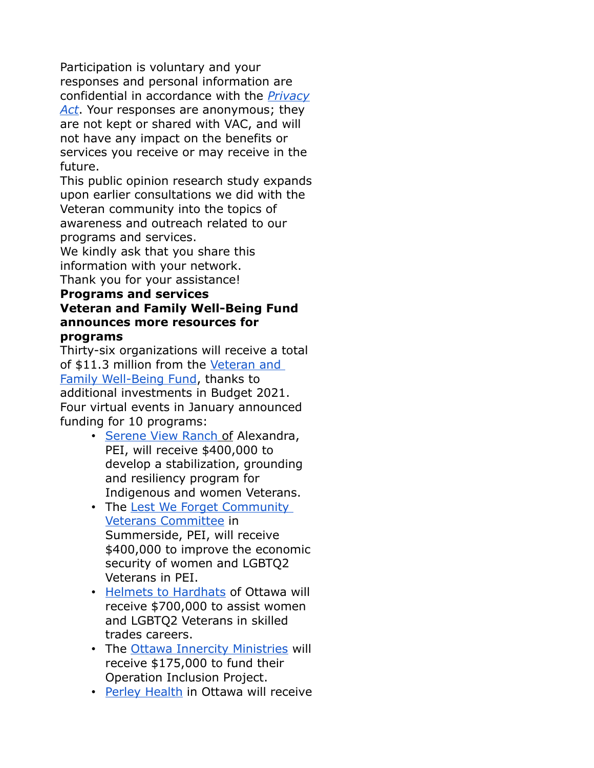Participation is voluntary and your responses and personal information are confidential in accordance with the *Privacy Act*. Your responses are anonymous; they are not kept or shared with VAC, and will not have any impact on the benefits or services you receive or may receive in the future.

This public opinion research study expands upon earlier consultations we did with the Veteran community into the topics of awareness and outreach related to our programs and services.

We kindly ask that you share this information with your network.

Thank you for your assistance!

**Programs and services**

**Veteran and Family Well-Being Fund announces more resources for programs**

Thirty-six organizations will receive a total of $11.3 million from the Veteran and Family Well-Being Fund, thanks to additional investments in Budget 2021. Four virtual events in January announced funding for 10 programs:

- Serene View Ranch of Alexandra, PEI, will receive $400,000 to develop a stabilization, grounding and resiliency program for Indigenous and women Veterans.
- The Lest We Forget Community Veterans Committee in Summerside, PEI, will receive $400,000 to improve the economic security of women and LGBTQ2 Veterans in PEI.
- Helmets to Hardhats of Ottawa will receive $700,000 to assist women and LGBTQ2 Veterans in skilled trades careers.
- The Ottawa Innercity Ministries will receive $175,000 to fund their Operation Inclusion Project.
- Perley Health in Ottawa will receive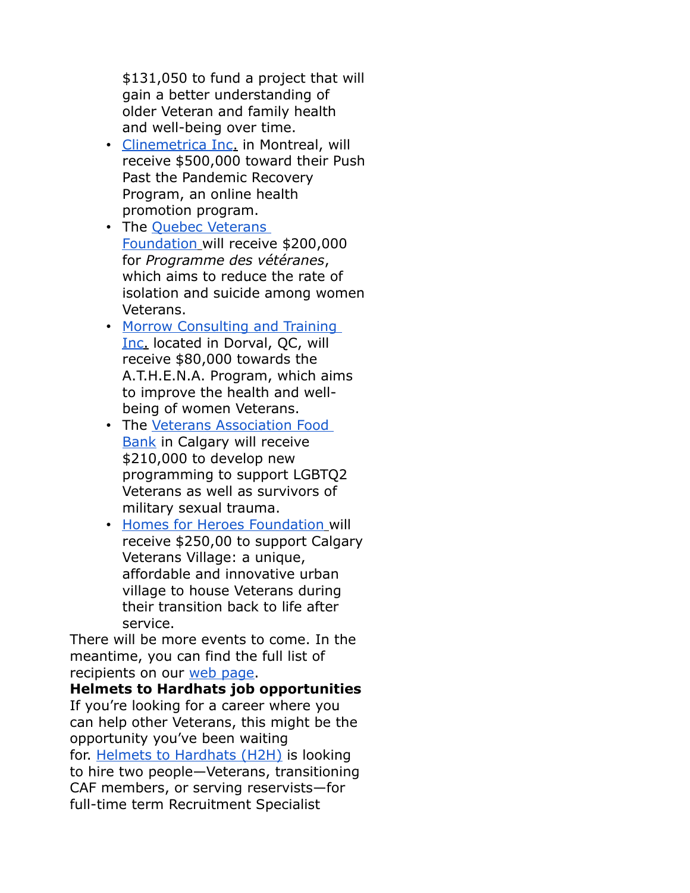$131,050 to fund a project that will gain a better understanding of older Veteran and family health and well-being over time.

- Clinemetrica Inc. in Montreal, will receive $500,000 toward their Push Past the Pandemic Recovery Program, an online health promotion program.
- The Quebec Veterans Foundation will receive $200,000 for *Programme des vétéranes*, which aims to reduce the rate of isolation and suicide among women Veterans.
- Morrow Consulting and Training Inc. located in Dorval, QC, will receive $80,000 towards the A.T.H.E.N.A. Program, which aims to improve the health and well-being of women Veterans.
- The Veterans Association Food Bank in Calgary will receive $210,000 to develop new programming to support LGBTQ2 Veterans as well as survivors of military sexual trauma.
- Homes for Heroes Foundation will receive $250,00 to support Calgary Veterans Village: a unique, affordable and innovative urban village to house Veterans during their transition back to life after service.

There will be more events to come. In the meantime, you can find the full list of recipients on our web page.

**Helmets to Hardhats job opportunities**

If you're looking for a career where you can help other Veterans, this might be the opportunity you've been waiting for. Helmets to Hardhats (H2H) is looking to hire two people—Veterans, transitioning CAF members, or serving reservists—for full-time term Recruitment Specialist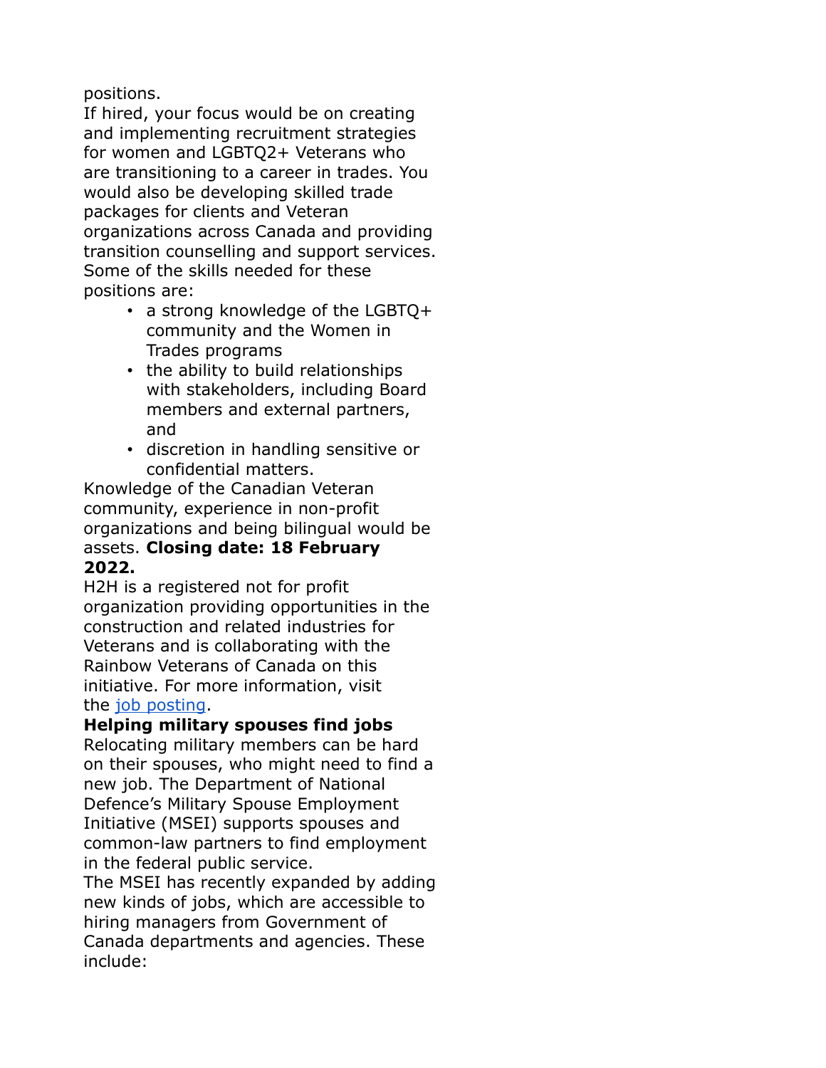positions.

If hired, your focus would be on creating and implementing recruitment strategies for women and LGBTQ2+ Veterans who are transitioning to a career in trades. You would also be developing skilled trade packages for clients and Veteran organizations across Canada and providing transition counselling and support services. Some of the skills needed for these positions are:

- a strong knowledge of the LGBTQ+ community and the Women in Trades programs
- the ability to build relationships with stakeholders, including Board members and external partners, and
- discretion in handling sensitive or confidential matters.

Knowledge of the Canadian Veteran community, experience in non-profit organizations and being bilingual would be assets. **Closing date: 18 February 2022.**

H2H is a registered not for profit organization providing opportunities in the construction and related industries for Veterans and is collaborating with the Rainbow Veterans of Canada on this initiative. For more information, visit the job posting.

**Helping military spouses find jobs**

Relocating military members can be hard on their spouses, who might need to find a new job. The Department of National Defence's Military Spouse Employment Initiative (MSEI) supports spouses and common-law partners to find employment in the federal public service.

The MSEI has recently expanded by adding new kinds of jobs, which are accessible to hiring managers from Government of Canada departments and agencies. These include: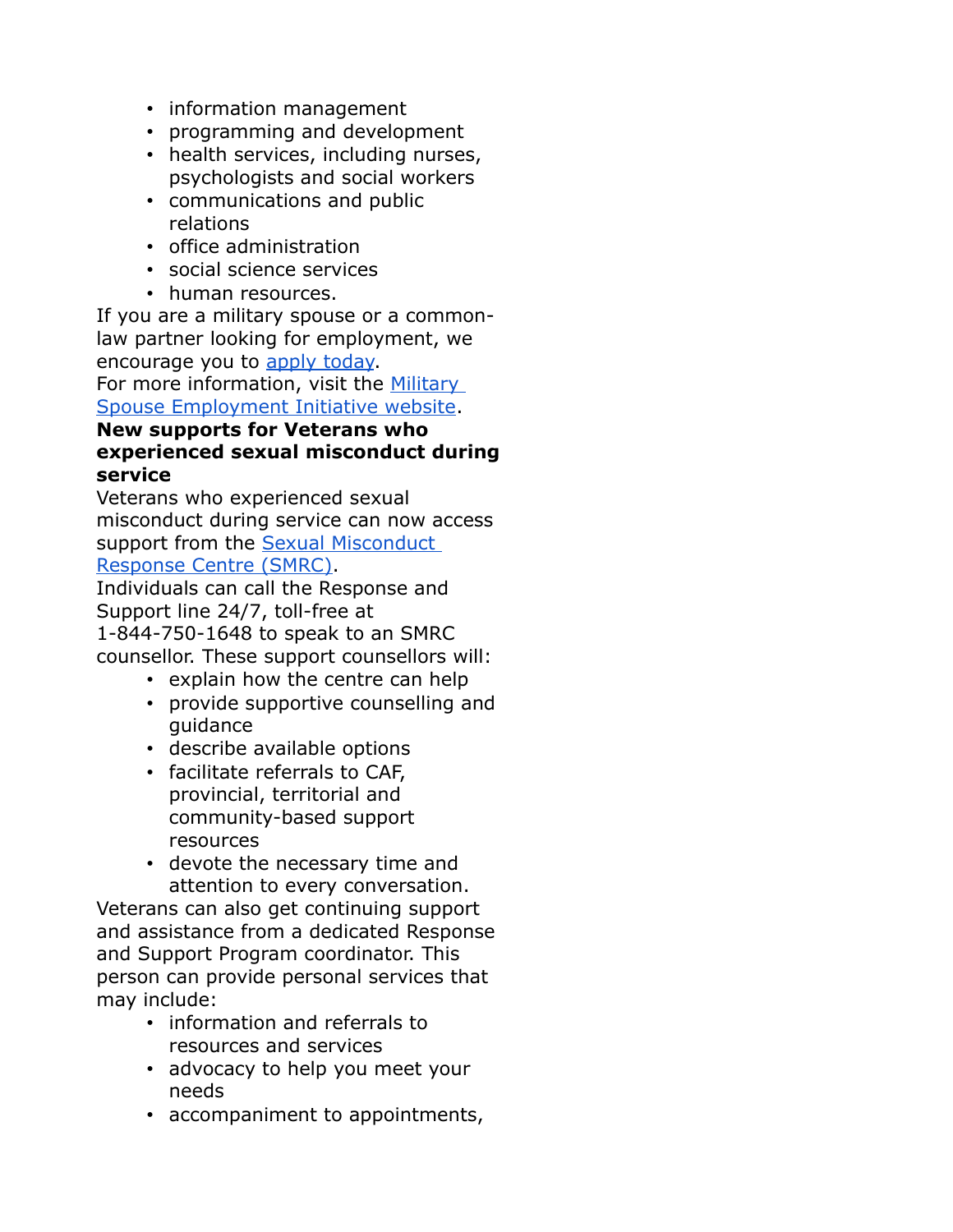- information management
- programming and development
- health services, including nurses, psychologists and social workers
- communications and public relations
- office administration
- social science services
- human resources.

If you are a military spouse or a common-law partner looking for employment, we encourage you to [apply today](#).

For more information, visit the [Military Spouse Employment Initiative website](#).

**New supports for Veterans who experienced sexual misconduct during service**

Veterans who experienced sexual misconduct during service can now access support from the [Sexual Misconduct Response Centre (SMRC)](#).

Individuals can call the Response and Support line 24/7, toll-free at 1-844-750-1648 to speak to an SMRC counsellor. These support counsellors will:

- explain how the centre can help
- provide supportive counselling and guidance
- describe available options
- facilitate referrals to CAF, provincial, territorial and community-based support resources
- devote the necessary time and attention to every conversation.

Veterans can also get continuing support and assistance from a dedicated Response and Support Program coordinator. This person can provide personal services that may include:

- information and referrals to resources and services
- advocacy to help you meet your needs
- accompaniment to appointments,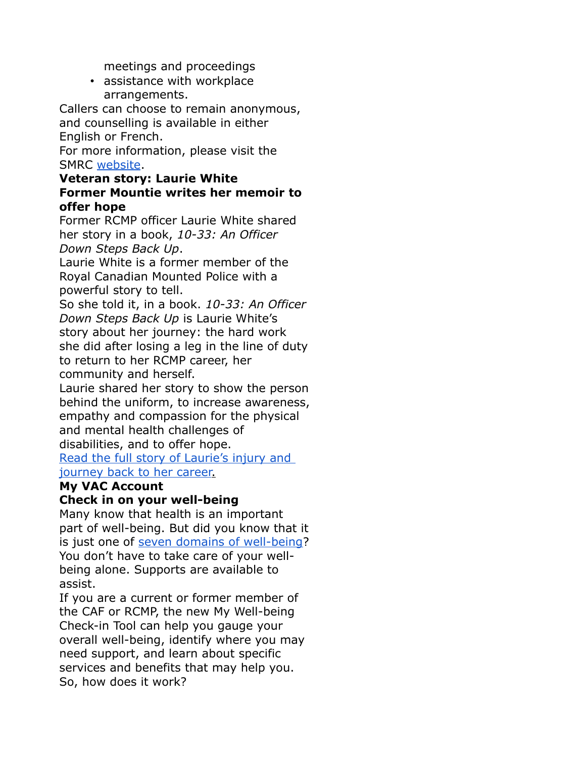meetings and proceedings
- assistance with workplace arrangements.

Callers can choose to remain anonymous, and counselling is available in either English or French.

For more information, please visit the SMRC website.

**Veteran story: Laurie White**

**Former Mountie writes her memoir to offer hope**

Former RCMP officer Laurie White shared her story in a book, *10-33: An Officer Down Steps Back Up*.

Laurie White is a former member of the Royal Canadian Mounted Police with a powerful story to tell.

So she told it, in a book. *10-33: An Officer Down Steps Back Up* is Laurie White's story about her journey: the hard work she did after losing a leg in the line of duty to return to her RCMP career, her community and herself.

Laurie shared her story to show the person behind the uniform, to increase awareness, empathy and compassion for the physical and mental health challenges of disabilities, and to offer hope.

Read the full story of Laurie's injury and journey back to her career.

**My VAC Account**

**Check in on your well-being**

Many know that health is an important part of well-being. But did you know that it is just one of seven domains of well-being? You don't have to take care of your well-being alone. Supports are available to assist.

If you are a current or former member of the CAF or RCMP, the new My Well-being Check-in Tool can help you gauge your overall well-being, identify where you may need support, and learn about specific services and benefits that may help you.

So, how does it work?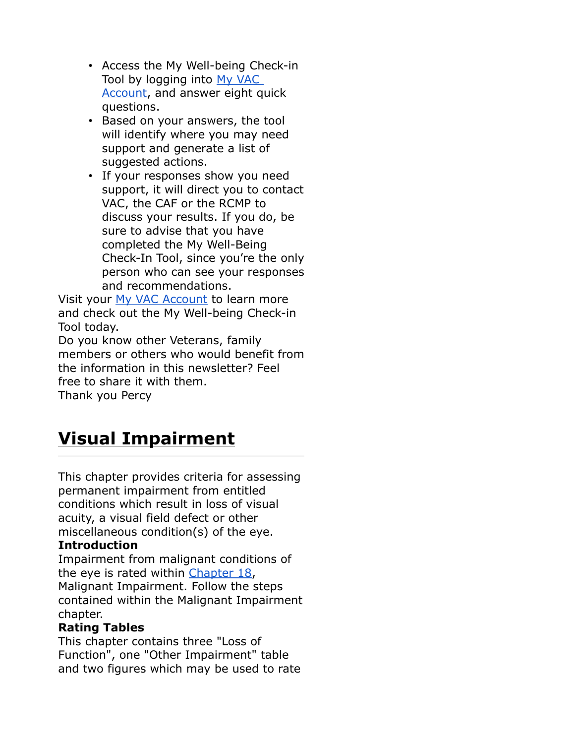- Access the My Well-being Check-in Tool by logging into [My VAC Account](), and answer eight quick questions.
- Based on your answers, the tool will identify where you may need support and generate a list of suggested actions.
- If your responses show you need support, it will direct you to contact VAC, the CAF or the RCMP to discuss your results. If you do, be sure to advise that you have completed the My Well-Being Check-In Tool, since you're the only person who can see your responses and recommendations.

Visit your [My VAC Account]() to learn more and check out the My Well-being Check-in Tool today.

Do you know other Veterans, family members or others who would benefit from the information in this newsletter? Feel free to share it with them.

Thank you Percy

# Visual Impairment

This chapter provides criteria for assessing permanent impairment from entitled conditions which result in loss of visual acuity, a visual field defect or other miscellaneous condition(s) of the eye.

**Introduction**

Impairment from malignant conditions of the eye is rated within [Chapter 18](), Malignant Impairment. Follow the steps contained within the Malignant Impairment chapter.

**Rating Tables**

This chapter contains three "Loss of Function", one "Other Impairment" table and two figures which may be used to rate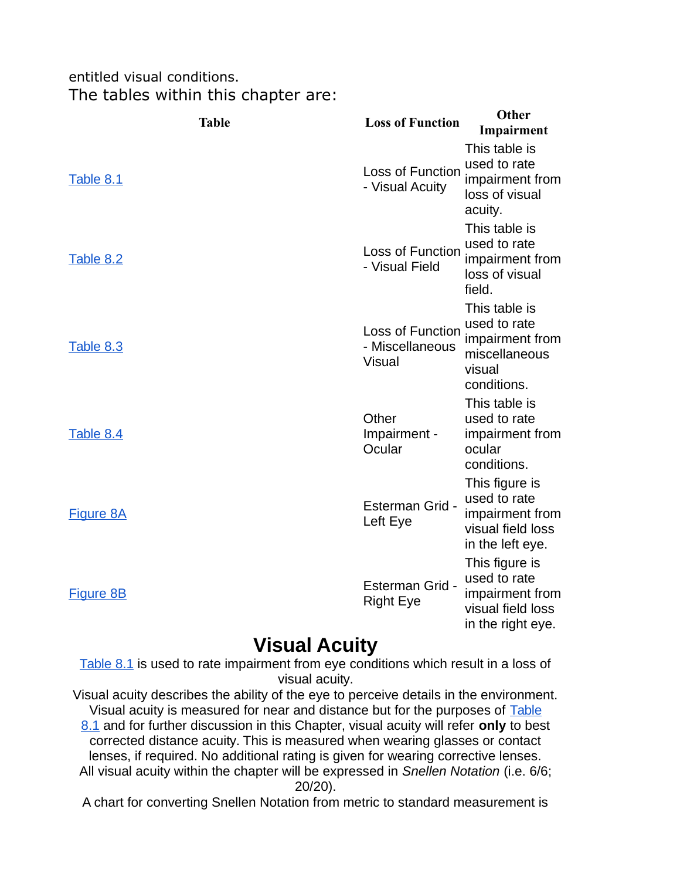entitled visual conditions.

The tables within this chapter are:

| Table | Loss of Function | Other Impairment |
|---|---|---|
| Table 8.1 | Loss of Function - Visual Acuity | This table is used to rate impairment from loss of visual acuity. |
| Table 8.2 | Loss of Function - Visual Field | This table is used to rate impairment from loss of visual field. |
| Table 8.3 | Loss of Function - Miscellaneous Visual | This table is used to rate impairment from miscellaneous visual conditions. |
| Table 8.4 | Other Impairment - Ocular | This table is used to rate impairment from ocular conditions. |
| Figure 8A | Esterman Grid - Left Eye | This figure is used to rate impairment from visual field loss in the left eye. |
| Figure 8B | Esterman Grid - Right Eye | This figure is used to rate impairment from visual field loss in the right eye. |

## Visual Acuity

Table 8.1 is used to rate impairment from eye conditions which result in a loss of visual acuity.

Visual acuity describes the ability of the eye to perceive details in the environment. Visual acuity is measured for near and distance but for the purposes of Table 8.1 and for further discussion in this Chapter, visual acuity will refer **only** to best corrected distance acuity. This is measured when wearing glasses or contact lenses, if required. No additional rating is given for wearing corrective lenses.

All visual acuity within the chapter will be expressed in *Snellen Notation* (i.e. 6/6; 20/20).

A chart for converting Snellen Notation from metric to standard measurement is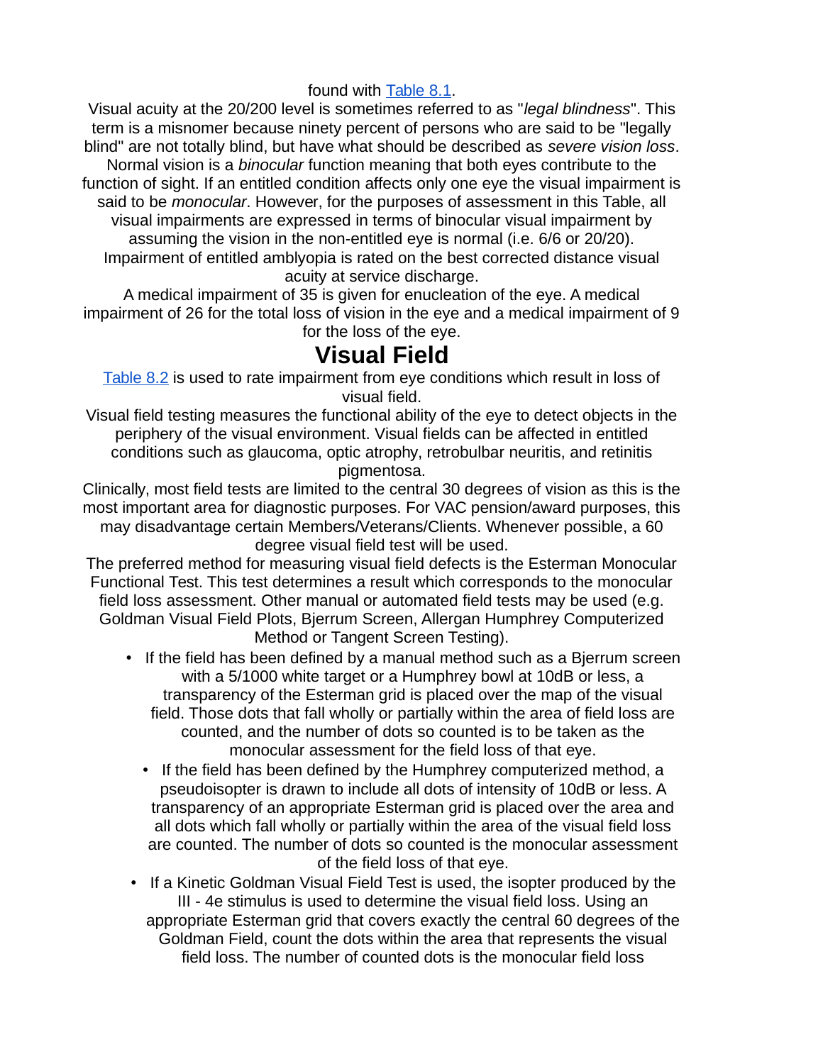found with [Table 8.1](#).

Visual acuity at the 20/200 level is sometimes referred to as "*legal blindness*". This term is a misnomer because ninety percent of persons who are said to be "legally blind" are not totally blind, but have what should be described as *severe vision loss*.

Normal vision is a *binocular* function meaning that both eyes contribute to the function of sight. If an entitled condition affects only one eye the visual impairment is said to be *monocular*. However, for the purposes of assessment in this Table, all visual impairments are expressed in terms of binocular visual impairment by assuming the vision in the non-entitled eye is normal (i.e. 6/6 or 20/20).

Impairment of entitled amblyopia is rated on the best corrected distance visual acuity at service discharge.

A medical impairment of 35 is given for enucleation of the eye. A medical impairment of 26 for the total loss of vision in the eye and a medical impairment of 9 for the loss of the eye.

# Visual Field

[Table 8.2](#) is used to rate impairment from eye conditions which result in loss of visual field.

Visual field testing measures the functional ability of the eye to detect objects in the periphery of the visual environment. Visual fields can be affected in entitled conditions such as glaucoma, optic atrophy, retrobulbar neuritis, and retinitis pigmentosa.

Clinically, most field tests are limited to the central 30 degrees of vision as this is the most important area for diagnostic purposes. For VAC pension/award purposes, this may disadvantage certain Members/Veterans/Clients. Whenever possible, a 60 degree visual field test will be used.

The preferred method for measuring visual field defects is the Esterman Monocular Functional Test. This test determines a result which corresponds to the monocular field loss assessment. Other manual or automated field tests may be used (e.g. Goldman Visual Field Plots, Bjerrum Screen, Allergan Humphrey Computerized Method or Tangent Screen Testing).

- If the field has been defined by a manual method such as a Bjerrum screen with a 5/1000 white target or a Humphrey bowl at 10dB or less, a transparency of the Esterman grid is placed over the map of the visual field. Those dots that fall wholly or partially within the area of field loss are counted, and the number of dots so counted is to be taken as the monocular assessment for the field loss of that eye.
- If the field has been defined by the Humphrey computerized method, a pseudoisopter is drawn to include all dots of intensity of 10dB or less. A transparency of an appropriate Esterman grid is placed over the area and all dots which fall wholly or partially within the area of the visual field loss are counted. The number of dots so counted is the monocular assessment of the field loss of that eye.
- If a Kinetic Goldman Visual Field Test is used, the isopter produced by the III - 4e stimulus is used to determine the visual field loss. Using an appropriate Esterman grid that covers exactly the central 60 degrees of the Goldman Field, count the dots within the area that represents the visual field loss. The number of counted dots is the monocular field loss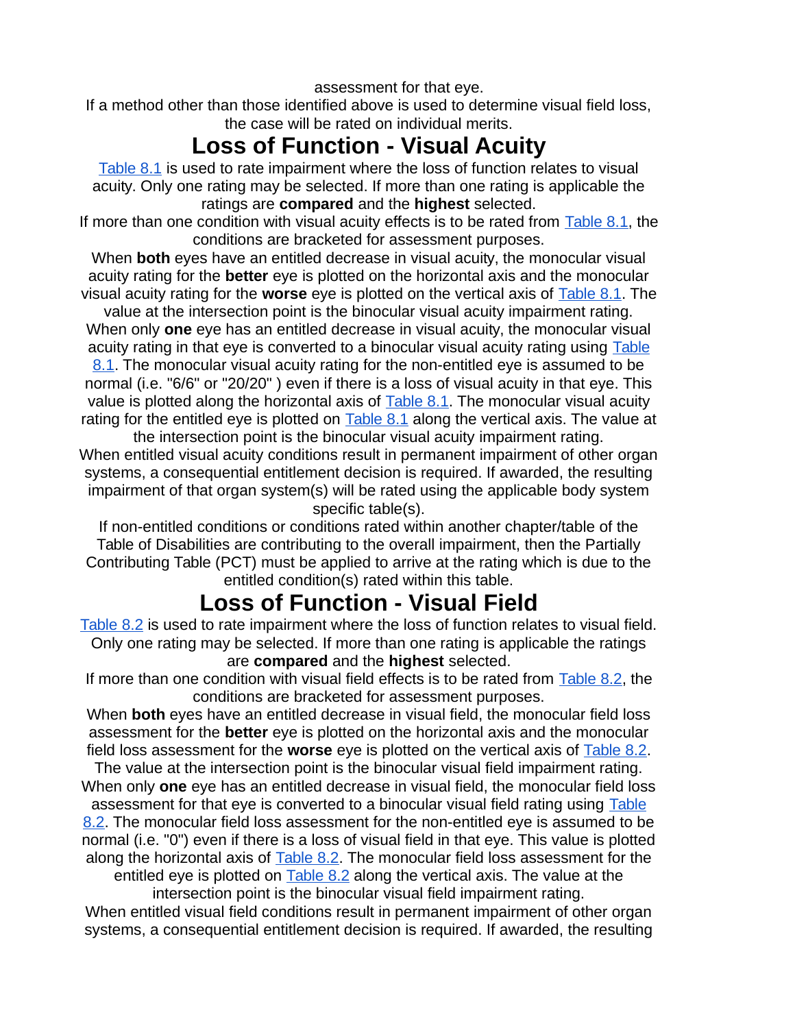assessment for that eye.

If a method other than those identified above is used to determine visual field loss, the case will be rated on individual merits.

# Loss of Function - Visual Acuity

[Table 8.1](#) is used to rate impairment where the loss of function relates to visual acuity. Only one rating may be selected. If more than one rating is applicable the ratings are **compared** and the **highest** selected.

If more than one condition with visual acuity effects is to be rated from [Table 8.1](#), the conditions are bracketed for assessment purposes.

When **both** eyes have an entitled decrease in visual acuity, the monocular visual acuity rating for the **better** eye is plotted on the horizontal axis and the monocular visual acuity rating for the **worse** eye is plotted on the vertical axis of [Table 8.1](#). The value at the intersection point is the binocular visual acuity impairment rating.

When only **one** eye has an entitled decrease in visual acuity, the monocular visual acuity rating in that eye is converted to a binocular visual acuity rating using [Table 8.1](#). The monocular visual acuity rating for the non-entitled eye is assumed to be normal (i.e. "6/6" or "20/20" ) even if there is a loss of visual acuity in that eye. This value is plotted along the horizontal axis of [Table 8.1](#). The monocular visual acuity rating for the entitled eye is plotted on [Table 8.1](#) along the vertical axis. The value at the intersection point is the binocular visual acuity impairment rating.

When entitled visual acuity conditions result in permanent impairment of other organ systems, a consequential entitlement decision is required. If awarded, the resulting impairment of that organ system(s) will be rated using the applicable body system specific table(s).

If non-entitled conditions or conditions rated within another chapter/table of the Table of Disabilities are contributing to the overall impairment, then the Partially Contributing Table (PCT) must be applied to arrive at the rating which is due to the entitled condition(s) rated within this table.

# Loss of Function - Visual Field

[Table 8.2](#) is used to rate impairment where the loss of function relates to visual field. Only one rating may be selected. If more than one rating is applicable the ratings are **compared** and the **highest** selected.

If more than one condition with visual field effects is to be rated from [Table 8.2](#), the conditions are bracketed for assessment purposes.

When **both** eyes have an entitled decrease in visual field, the monocular field loss assessment for the **better** eye is plotted on the horizontal axis and the monocular field loss assessment for the **worse** eye is plotted on the vertical axis of [Table 8.2](#). The value at the intersection point is the binocular visual field impairment rating.

When only **one** eye has an entitled decrease in visual field, the monocular field loss assessment for that eye is converted to a binocular visual field rating using [Table 8.2](#). The monocular field loss assessment for the non-entitled eye is assumed to be normal (i.e. "0") even if there is a loss of visual field in that eye. This value is plotted along the horizontal axis of [Table 8.2](#). The monocular field loss assessment for the entitled eye is plotted on [Table 8.2](#) along the vertical axis. The value at the intersection point is the binocular visual field impairment rating.

When entitled visual field conditions result in permanent impairment of other organ systems, a consequential entitlement decision is required. If awarded, the resulting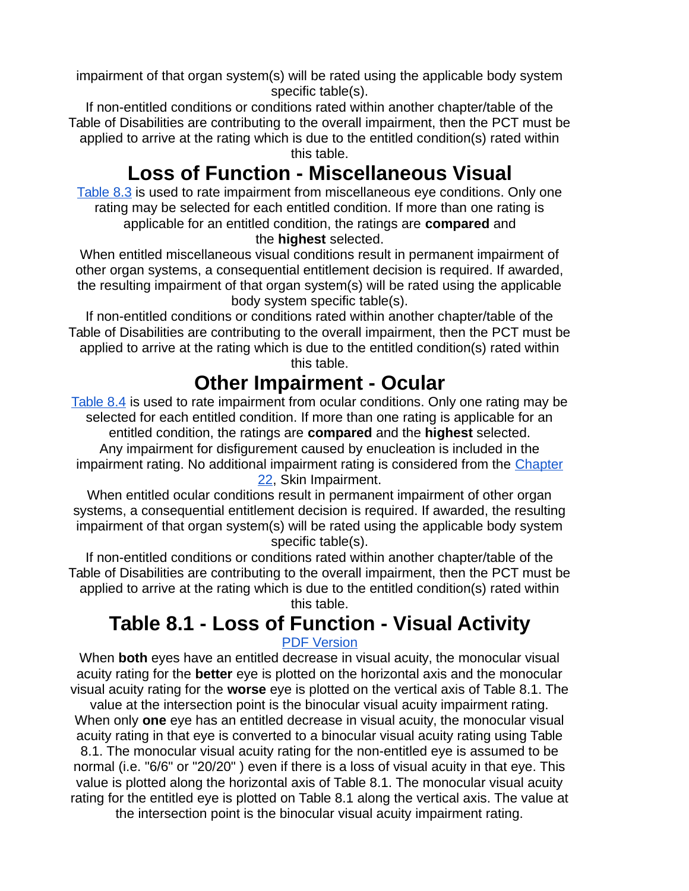impairment of that organ system(s) will be rated using the applicable body system specific table(s).

If non-entitled conditions or conditions rated within another chapter/table of the Table of Disabilities are contributing to the overall impairment, then the PCT must be applied to arrive at the rating which is due to the entitled condition(s) rated within this table.

## Loss of Function - Miscellaneous Visual

[Table 8.3](#) is used to rate impairment from miscellaneous eye conditions. Only one rating may be selected for each entitled condition. If more than one rating is applicable for an entitled condition, the ratings are **compared** and the **highest** selected.

When entitled miscellaneous visual conditions result in permanent impairment of other organ systems, a consequential entitlement decision is required. If awarded, the resulting impairment of that organ system(s) will be rated using the applicable body system specific table(s).

If non-entitled conditions or conditions rated within another chapter/table of the Table of Disabilities are contributing to the overall impairment, then the PCT must be applied to arrive at the rating which is due to the entitled condition(s) rated within this table.

## Other Impairment - Ocular

[Table 8.4](#) is used to rate impairment from ocular conditions. Only one rating may be selected for each entitled condition. If more than one rating is applicable for an entitled condition, the ratings are **compared** and the **highest** selected.

Any impairment for disfigurement caused by enucleation is included in the impairment rating. No additional impairment rating is considered from the [Chapter 22](#), Skin Impairment.

When entitled ocular conditions result in permanent impairment of other organ systems, a consequential entitlement decision is required. If awarded, the resulting impairment of that organ system(s) will be rated using the applicable body system specific table(s).

If non-entitled conditions or conditions rated within another chapter/table of the Table of Disabilities are contributing to the overall impairment, then the PCT must be applied to arrive at the rating which is due to the entitled condition(s) rated within this table.

## Table 8.1 - Loss of Function - Visual Activity

[PDF Version](#)

When **both** eyes have an entitled decrease in visual acuity, the monocular visual acuity rating for the **better** eye is plotted on the horizontal axis and the monocular visual acuity rating for the **worse** eye is plotted on the vertical axis of Table 8.1. The value at the intersection point is the binocular visual acuity impairment rating.

When only **one** eye has an entitled decrease in visual acuity, the monocular visual acuity rating in that eye is converted to a binocular visual acuity rating using Table 8.1. The monocular visual acuity rating for the non-entitled eye is assumed to be normal (i.e. "6/6" or "20/20" ) even if there is a loss of visual acuity in that eye. This value is plotted along the horizontal axis of Table 8.1. The monocular visual acuity rating for the entitled eye is plotted on Table 8.1 along the vertical axis. The value at the intersection point is the binocular visual acuity impairment rating.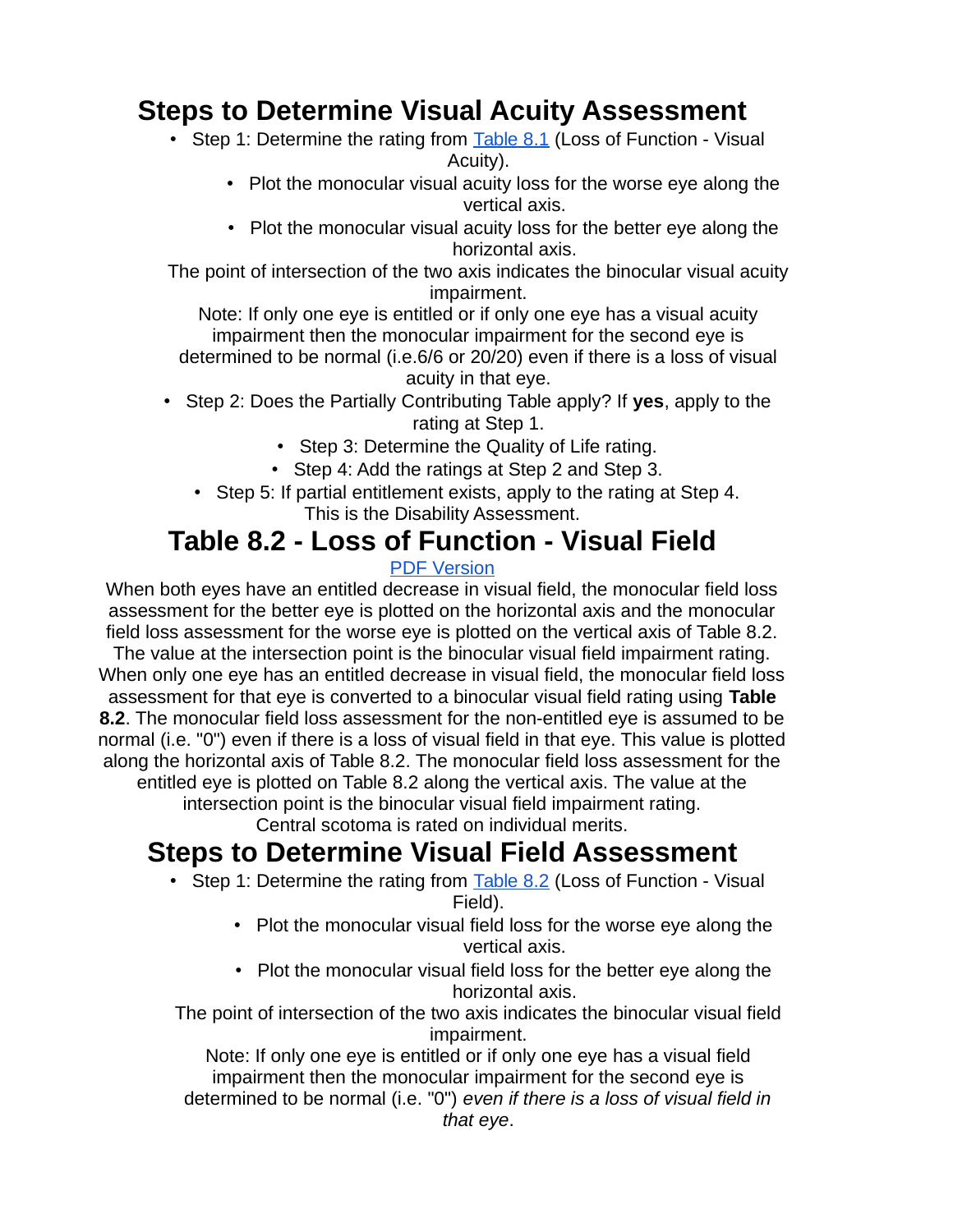## Steps to Determine Visual Acuity Assessment

- Step 1: Determine the rating from Table 8.1 (Loss of Function - Visual Acuity).
  - Plot the monocular visual acuity loss for the worse eye along the vertical axis.
  - Plot the monocular visual acuity loss for the better eye along the horizontal axis.

The point of intersection of the two axis indicates the binocular visual acuity impairment.

Note: If only one eye is entitled or if only one eye has a visual acuity impairment then the monocular impairment for the second eye is determined to be normal (i.e.6/6 or 20/20) even if there is a loss of visual acuity in that eye.

- Step 2: Does the Partially Contributing Table apply? If **yes**, apply to the rating at Step 1.
- Step 3: Determine the Quality of Life rating.
- Step 4: Add the ratings at Step 2 and Step 3.
- Step 5: If partial entitlement exists, apply to the rating at Step 4. This is the Disability Assessment.

## Table 8.2 - Loss of Function - Visual Field

PDF Version

When both eyes have an entitled decrease in visual field, the monocular field loss assessment for the better eye is plotted on the horizontal axis and the monocular field loss assessment for the worse eye is plotted on the vertical axis of Table 8.2. The value at the intersection point is the binocular visual field impairment rating. When only one eye has an entitled decrease in visual field, the monocular field loss assessment for that eye is converted to a binocular visual field rating using **Table 8.2**. The monocular field loss assessment for the non-entitled eye is assumed to be normal (i.e. "0") even if there is a loss of visual field in that eye. This value is plotted along the horizontal axis of Table 8.2. The monocular field loss assessment for the entitled eye is plotted on Table 8.2 along the vertical axis. The value at the intersection point is the binocular visual field impairment rating.

Central scotoma is rated on individual merits.

## Steps to Determine Visual Field Assessment

- Step 1: Determine the rating from Table 8.2 (Loss of Function - Visual Field).
  - Plot the monocular visual field loss for the worse eye along the vertical axis.
  - Plot the monocular visual field loss for the better eye along the horizontal axis.

The point of intersection of the two axis indicates the binocular visual field impairment.

Note: If only one eye is entitled or if only one eye has a visual field impairment then the monocular impairment for the second eye is determined to be normal (i.e. "0") *even if there is a loss of visual field in that eye*.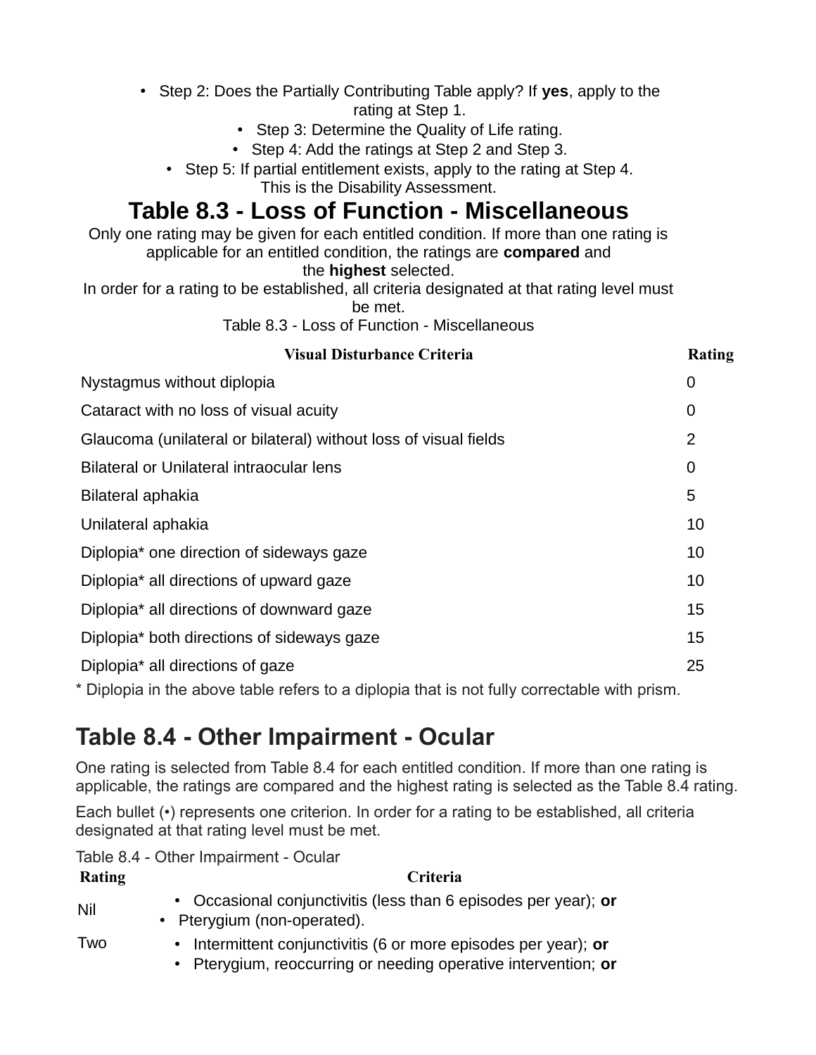- Step 2: Does the Partially Contributing Table apply? If **yes**, apply to the rating at Step 1.
- Step 3: Determine the Quality of Life rating.
- Step 4: Add the ratings at Step 2 and Step 3.
- Step 5: If partial entitlement exists, apply to the rating at Step 4. This is the Disability Assessment.

## Table 8.3 - Loss of Function - Miscellaneous

Only one rating may be given for each entitled condition. If more than one rating is applicable for an entitled condition, the ratings are **compared** and the **highest** selected.

In order for a rating to be established, all criteria designated at that rating level must be met.

Table 8.3 - Loss of Function - Miscellaneous

| Visual Disturbance Criteria | Rating |
|---|---|
| Nystagmus without diplopia | 0 |
| Cataract with no loss of visual acuity | 0 |
| Glaucoma (unilateral or bilateral) without loss of visual fields | 2 |
| Bilateral or Unilateral intraocular lens | 0 |
| Bilateral aphakia | 5 |
| Unilateral aphakia | 10 |
| Diplopia* one direction of sideways gaze | 10 |
| Diplopia* all directions of upward gaze | 10 |
| Diplopia* all directions of downward gaze | 15 |
| Diplopia* both directions of sideways gaze | 15 |
| Diplopia* all directions of gaze | 25 |

* Diplopia in the above table refers to a diplopia that is not fully correctable with prism.

## Table 8.4 - Other Impairment - Ocular

One rating is selected from Table 8.4 for each entitled condition. If more than one rating is applicable, the ratings are compared and the highest rating is selected as the Table 8.4 rating.

Each bullet (•) represents one criterion. In order for a rating to be established, all criteria designated at that rating level must be met.

Table 8.4 - Other Impairment - Ocular

| Rating | Criteria |
|---|---|
| Nil | • Occasional conjunctivitis (less than 6 episodes per year); **or**<br>• Pterygium (non-operated). |
| Two | • Intermittent conjunctivitis (6 or more episodes per year); **or**<br>• Pterygium, reoccurring or needing operative intervention; **or** |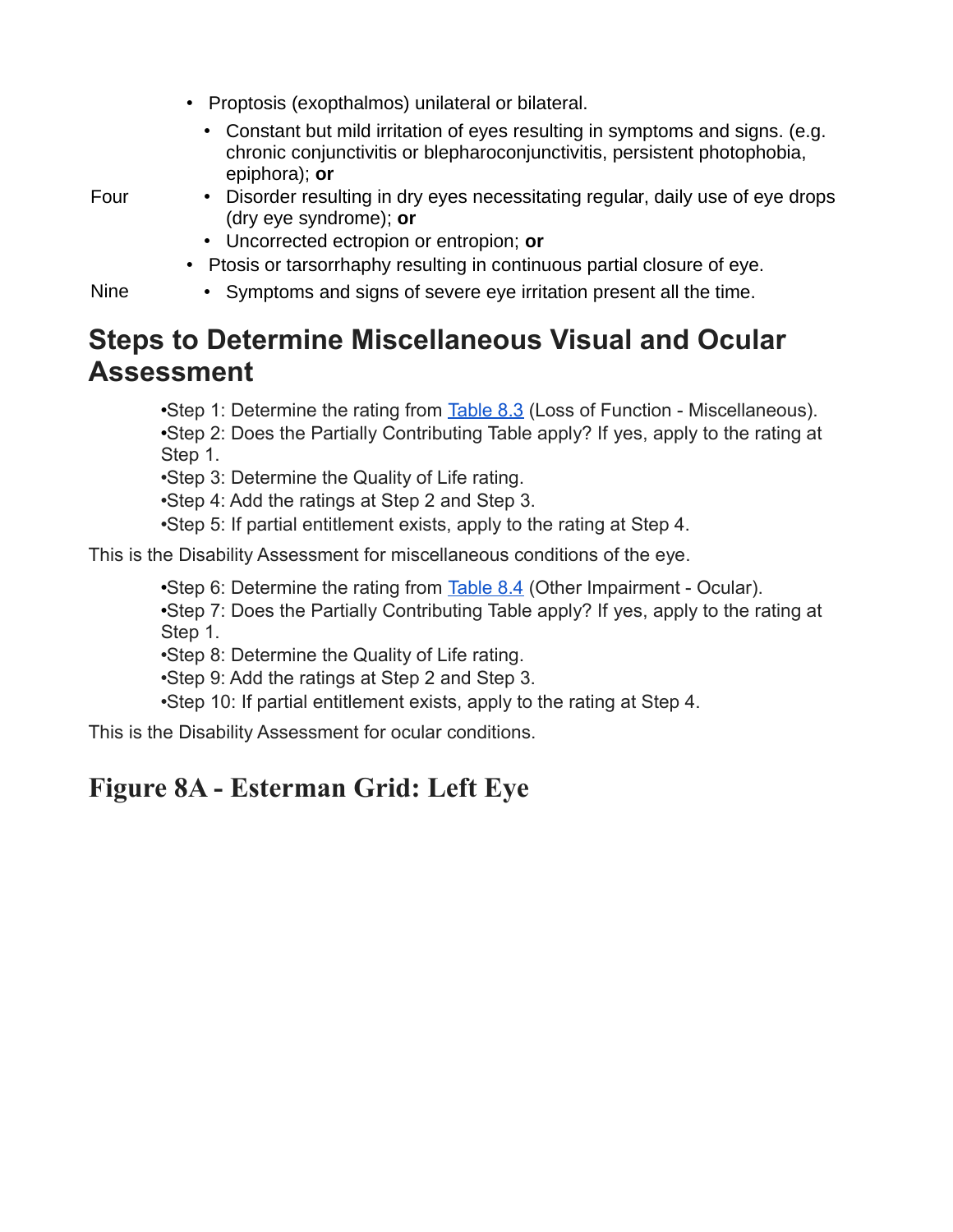| | |
|---|---|
| | • Proptosis (exopthalmos) unilateral or bilateral. |
| Four | • Constant but mild irritation of eyes resulting in symptoms and signs. (e.g. chronic conjunctivitis or blepharoconjunctivitis, persistent photophobia, epiphora); **or**<br>• Disorder resulting in dry eyes necessitating regular, daily use of eye drops (dry eye syndrome); **or**<br>• Uncorrected ectropion or entropion; **or** |
| | • Ptosis or tarsorrhaphy resulting in continuous partial closure of eye. |
| Nine | • Symptoms and signs of severe eye irritation present all the time. |

## Steps to Determine Miscellaneous Visual and Ocular Assessment

- Step 1: Determine the rating from Table 8.3 (Loss of Function - Miscellaneous).
- Step 2: Does the Partially Contributing Table apply? If yes, apply to the rating at Step 1.
- Step 3: Determine the Quality of Life rating.
- Step 4: Add the ratings at Step 2 and Step 3.
- Step 5: If partial entitlement exists, apply to the rating at Step 4.

This is the Disability Assessment for miscellaneous conditions of the eye.

- Step 6: Determine the rating from Table 8.4 (Other Impairment - Ocular).
- Step 7: Does the Partially Contributing Table apply? If yes, apply to the rating at Step 1.
- Step 8: Determine the Quality of Life rating.
- Step 9: Add the ratings at Step 2 and Step 3.
- Step 10: If partial entitlement exists, apply to the rating at Step 4.

This is the Disability Assessment for ocular conditions.

## Figure 8A - Esterman Grid: Left Eye